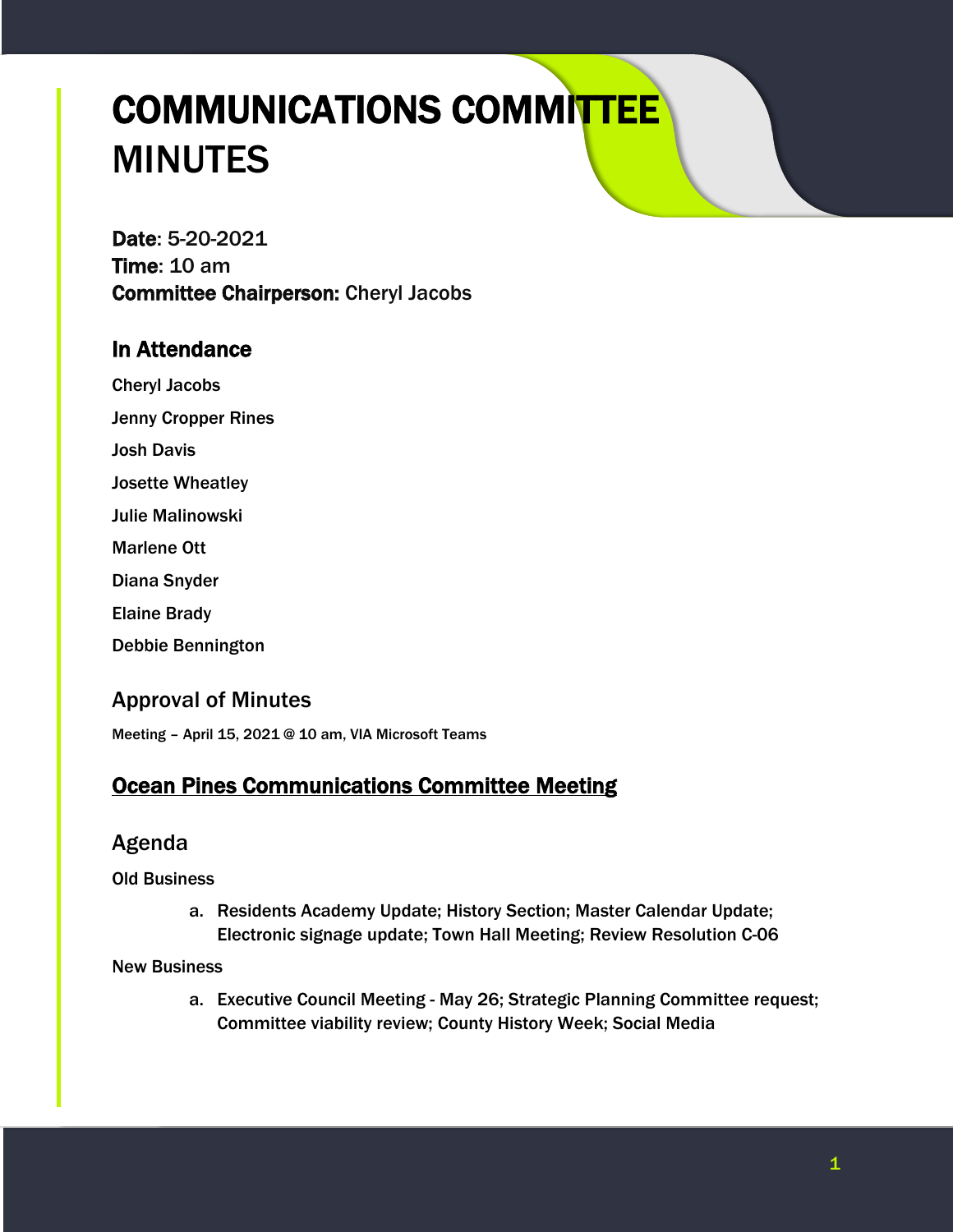# COMMUNICATIONS COMMITTEE MINUTES

**Date**: 5-20-2021
**Time**: 10 am
**Committee Chairperson:** Cheryl Jacobs

## In Attendance

Cheryl Jacobs

Jenny Cropper Rines

Josh Davis

Josette Wheatley

Julie Malinowski

Marlene Ott

Diana Snyder

Elaine Brady

Debbie Bennington

## Approval of Minutes

Meeting – April 15, 2021 @ 10 am, VIA Microsoft Teams

## Ocean Pines Communications Committee Meeting

## Agenda

Old Business

a. Residents Academy Update; History Section; Master Calendar Update; Electronic signage update; Town Hall Meeting; Review Resolution C-06

New Business

a. Executive Council Meeting - May 26; Strategic Planning Committee request; Committee viability review; County History Week; Social Media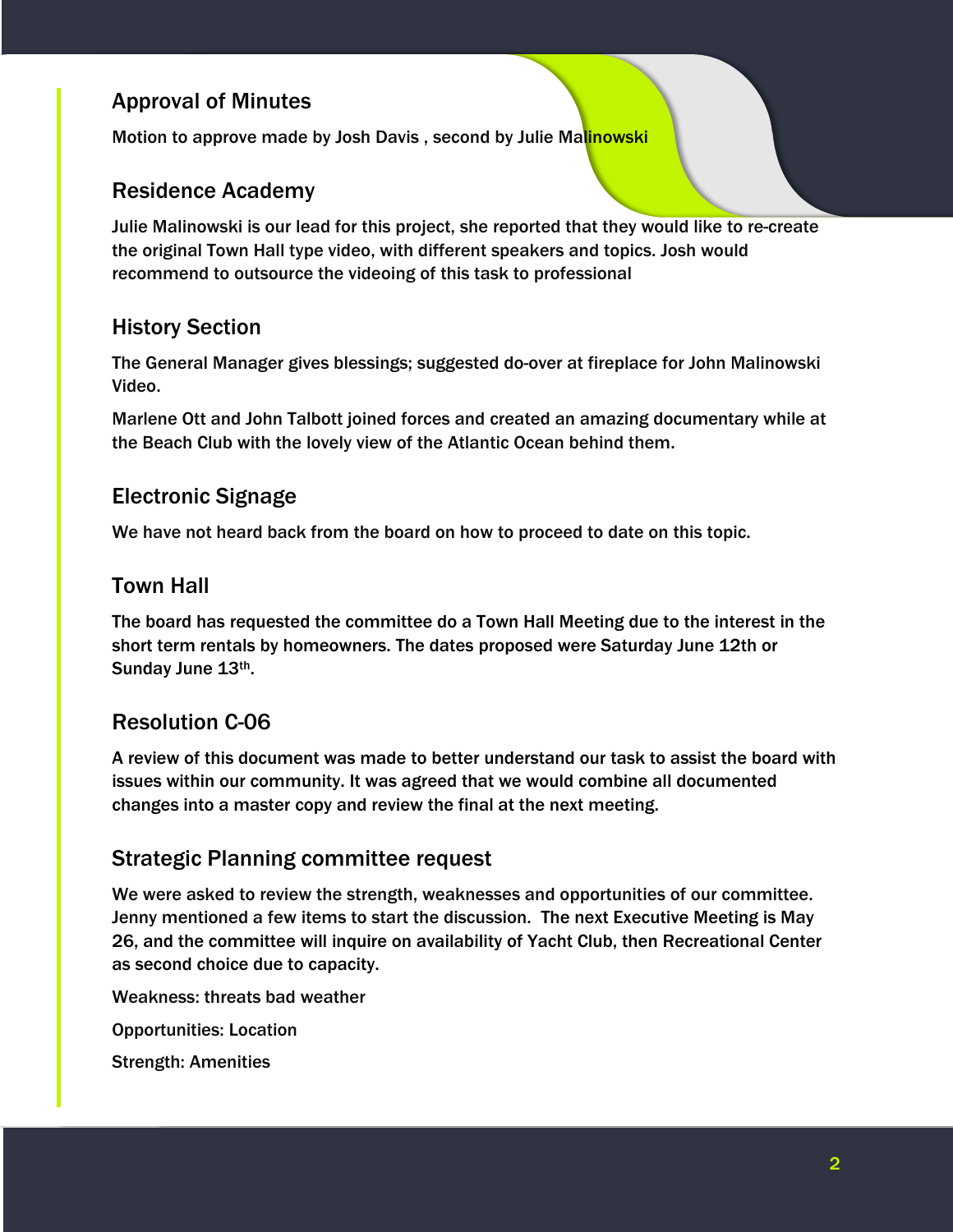## Approval of Minutes

Motion to approve made by Josh Davis , second by Julie Malinowski

## Residence Academy

Julie Malinowski is our lead for this project, she reported that they would like to re-create the original Town Hall type video, with different speakers and topics. Josh would recommend to outsource the videoing of this task to professional

## History Section

The General Manager gives blessings; suggested do-over at fireplace for John Malinowski Video.

Marlene Ott and John Talbott joined forces and created an amazing documentary while at the Beach Club with the lovely view of the Atlantic Ocean behind them.

## Electronic Signage

We have not heard back from the board on how to proceed to date on this topic.

## Town Hall

The board has requested the committee do a Town Hall Meeting due to the interest in the short term rentals by homeowners. The dates proposed were Saturday June 12th or Sunday June 13th.

## Resolution C-06

A review of this document was made to better understand our task to assist the board with issues within our community. It was agreed that we would combine all documented changes into a master copy and review the final at the next meeting.

## Strategic Planning committee request

We were asked to review the strength, weaknesses and opportunities of our committee. Jenny mentioned a few items to start the discussion. The next Executive Meeting is May 26, and the committee will inquire on availability of Yacht Club, then Recreational Center as second choice due to capacity.

Weakness: threats bad weather

Opportunities: Location

Strength: Amenities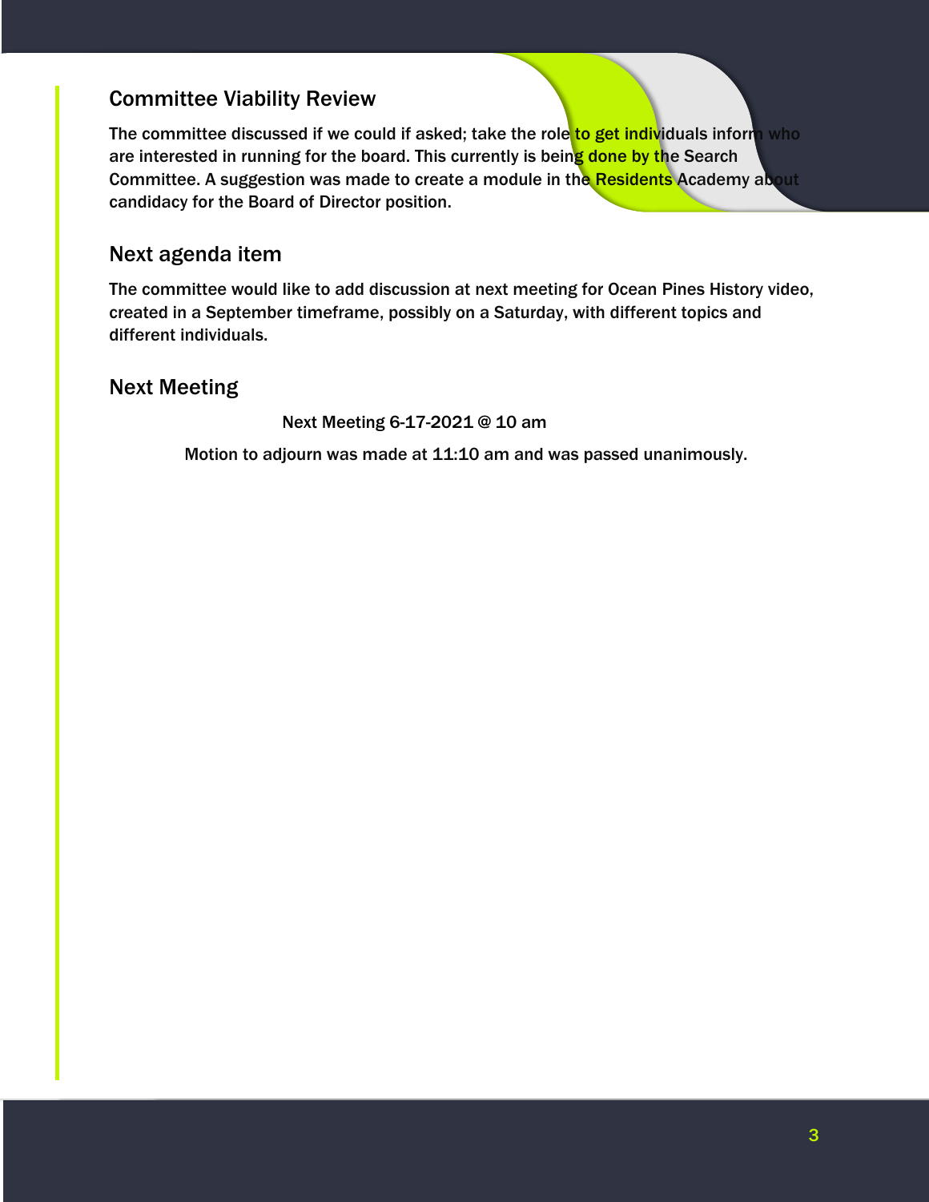## Committee Viability Review

The committee discussed if we could if asked; take the role to get individuals inform who are interested in running for the board. This currently is being done by the Search Committee. A suggestion was made to create a module in the Residents Academy about candidacy for the Board of Director position.

## Next agenda item

The committee would like to add discussion at next meeting for Ocean Pines History video, created in a September timeframe, possibly on a Saturday, with different topics and different individuals.

## Next Meeting

Next Meeting 6-17-2021 @ 10 am

Motion to adjourn was made at 11:10 am and was passed unanimously.